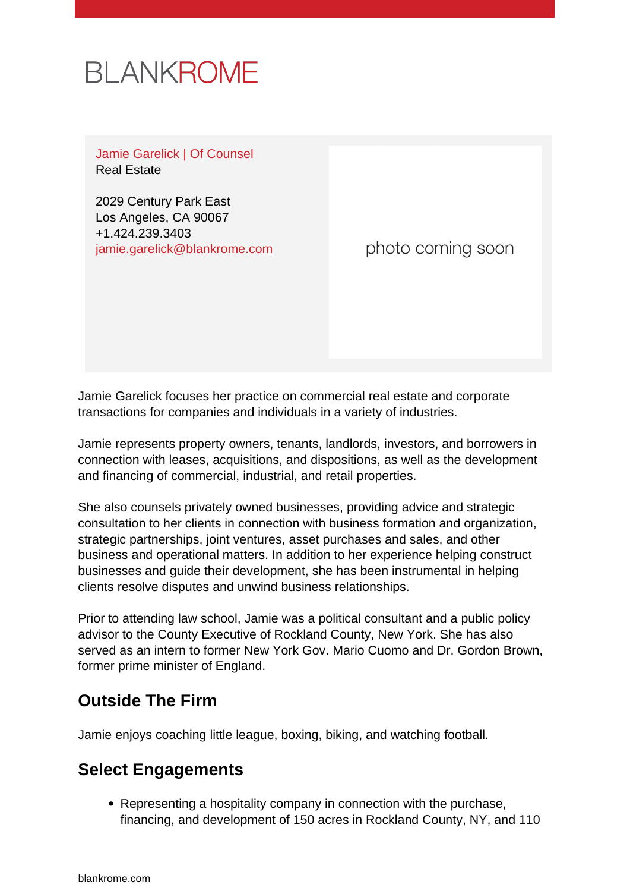BLANKROME

Jamie Garelick | Of Counsel
Real Estate

2029 Century Park East
Los Angeles, CA 90067
+1.424.239.3403
jamie.garelick@blankrome.com

photo coming soon

Jamie Garelick focuses her practice on commercial real estate and corporate transactions for companies and individuals in a variety of industries.

Jamie represents property owners, tenants, landlords, investors, and borrowers in connection with leases, acquisitions, and dispositions, as well as the development and financing of commercial, industrial, and retail properties.

She also counsels privately owned businesses, providing advice and strategic consultation to her clients in connection with business formation and organization, strategic partnerships, joint ventures, asset purchases and sales, and other business and operational matters. In addition to her experience helping construct businesses and guide their development, she has been instrumental in helping clients resolve disputes and unwind business relationships.

Prior to attending law school, Jamie was a political consultant and a public policy advisor to the County Executive of Rockland County, New York. She has also served as an intern to former New York Gov. Mario Cuomo and Dr. Gordon Brown, former prime minister of England.

## Outside The Firm

Jamie enjoys coaching little league, boxing, biking, and watching football.

## Select Engagements

- Representing a hospitality company in connection with the purchase, financing, and development of 150 acres in Rockland County, NY, and 110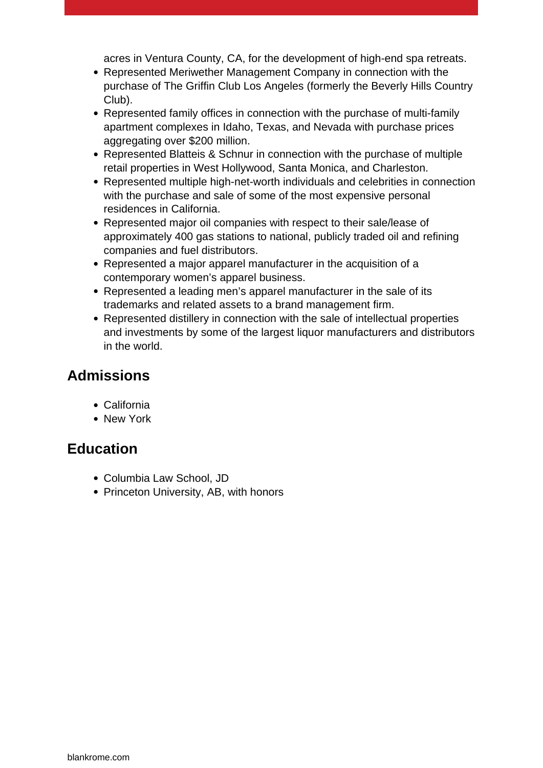acres in Ventura County, CA, for the development of high-end spa retreats.

- Represented Meriwether Management Company in connection with the purchase of The Griffin Club Los Angeles (formerly the Beverly Hills Country Club).
- Represented family offices in connection with the purchase of multi-family apartment complexes in Idaho, Texas, and Nevada with purchase prices aggregating over $200 million.
- Represented Blatteis & Schnur in connection with the purchase of multiple retail properties in West Hollywood, Santa Monica, and Charleston.
- Represented multiple high-net-worth individuals and celebrities in connection with the purchase and sale of some of the most expensive personal residences in California.
- Represented major oil companies with respect to their sale/lease of approximately 400 gas stations to national, publicly traded oil and refining companies and fuel distributors.
- Represented a major apparel manufacturer in the acquisition of a contemporary women's apparel business.
- Represented a leading men's apparel manufacturer in the sale of its trademarks and related assets to a brand management firm.
- Represented distillery in connection with the sale of intellectual properties and investments by some of the largest liquor manufacturers and distributors in the world.

## Admissions

- California
- New York

## Education

- Columbia Law School, JD
- Princeton University, AB, with honors